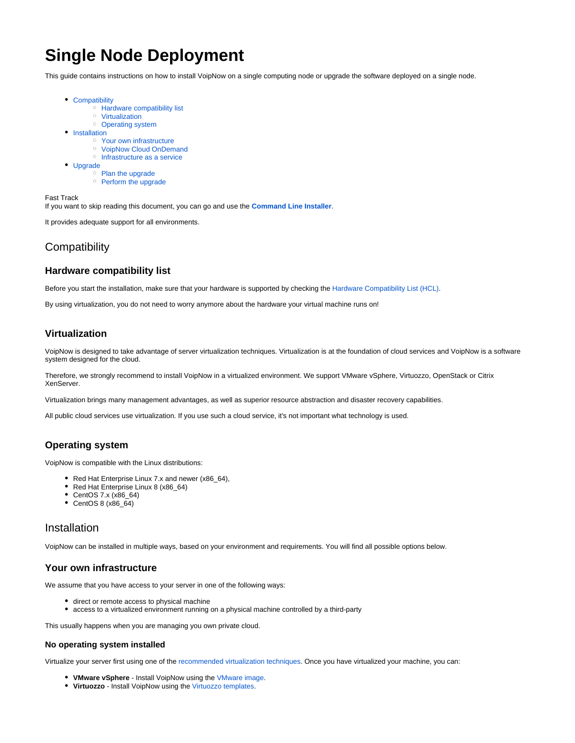# Single Node Deployment

This guide contains instructions on how to install VoipNow on a single computing node or upgrade the software deployed on a single node.

- Compatibility
  - Hardware compatibility list
  - Virtualization
  - Operating system
- Installation
  - Your own infrastructure
  - VoipNow Cloud OnDemand
  - Infrastructure as a service
- Upgrade
  - Plan the upgrade
  - Perform the upgrade

Fast Track
If you want to skip reading this document, you can go and use the **Command Line Installer**.

It provides adequate support for all environments.

## Compatibility

### Hardware compatibility list

Before you start the installation, make sure that your hardware is supported by checking the Hardware Compatibility List (HCL).

By using virtualization, you do not need to worry anymore about the hardware your virtual machine runs on!

### Virtualization

VoipNow is designed to take advantage of server virtualization techniques. Virtualization is at the foundation of cloud services and VoipNow is a software system designed for the cloud.

Therefore, we strongly recommend to install VoipNow in a virtualized environment. We support VMware vSphere, Virtuozzo, OpenStack or Citrix XenServer.

Virtualization brings many management advantages, as well as superior resource abstraction and disaster recovery capabilities.

All public cloud services use virtualization. If you use such a cloud service, it's not important what technology is used.

### Operating system

VoipNow is compatible with the Linux distributions:

- Red Hat Enterprise Linux 7.x and newer (x86_64),
- Red Hat Enterprise Linux 8 (x86_64)
- CentOS 7.x (x86_64)
- CentOS 8 (x86_64)

## Installation

VoipNow can be installed in multiple ways, based on your environment and requirements. You will find all possible options below.

### Your own infrastructure

We assume that you have access to your server in one of the following ways:

- direct or remote access to physical machine
- access to a virtualized environment running on a physical machine controlled by a third-party

This usually happens when you are managing you own private cloud.

#### No operating system installed

Virtualize your server first using one of the recommended virtualization techniques. Once you have virtualized your machine, you can:

- **VMware vSphere** - Install VoipNow using the VMware image.
- **Virtuozzo** - Install VoipNow using the Virtuozzo templates.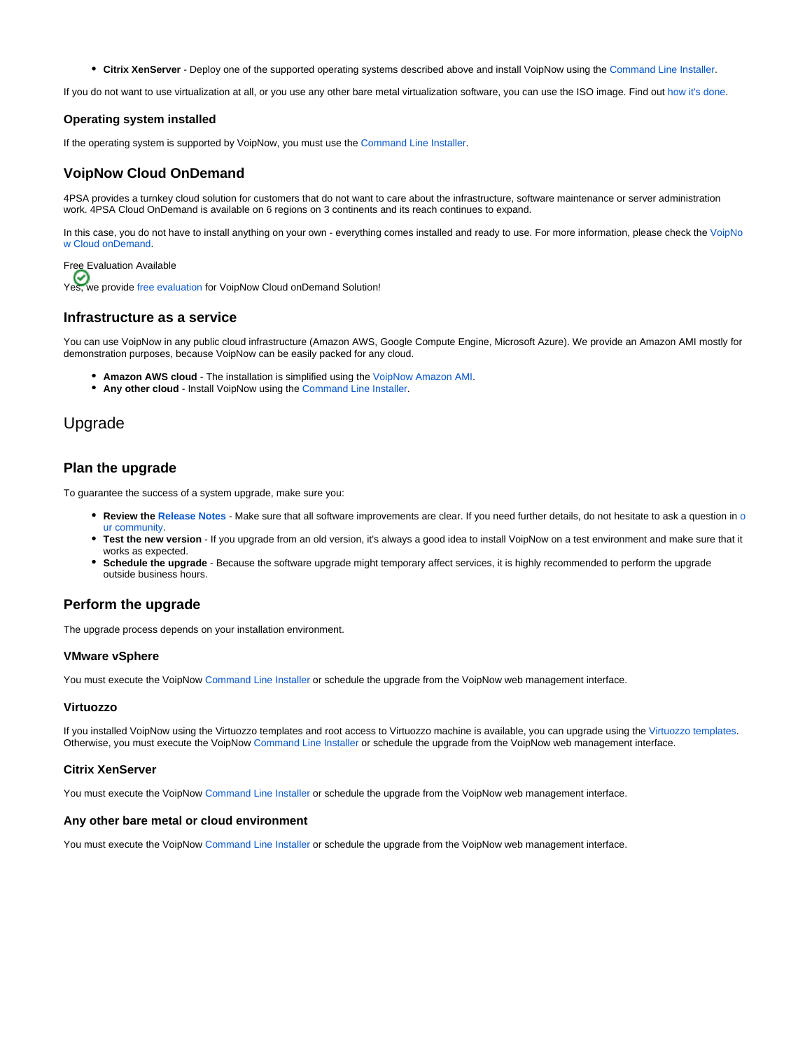- **Citrix XenServer** - Deploy one of the supported operating systems described above and install VoipNow using the Command Line Installer.

If you do not want to use virtualization at all, or you use any other bare metal virtualization software, you can use the ISO image. Find out how it's done.

#### Operating system installed

If the operating system is supported by VoipNow, you must use the Command Line Installer.

### VoipNow Cloud OnDemand

4PSA provides a turnkey cloud solution for customers that do not want to care about the infrastructure, software maintenance or server administration work. 4PSA Cloud OnDemand is available on 6 regions on 3 continents and its reach continues to expand.

In this case, you do not have to install anything on your own - everything comes installed and ready to use. For more information, please check the VoipNow Cloud onDemand.

Free Evaluation Available

Yes, we provide free evaluation for VoipNow Cloud onDemand Solution!

### Infrastructure as a service

You can use VoipNow in any public cloud infrastructure (Amazon AWS, Google Compute Engine, Microsoft Azure). We provide an Amazon AMI mostly for demonstration purposes, because VoipNow can be easily packed for any cloud.

- **Amazon AWS cloud** - The installation is simplified using the VoipNow Amazon AMI.
- **Any other cloud** - Install VoipNow using the Command Line Installer.

## Upgrade

### Plan the upgrade

To guarantee the success of a system upgrade, make sure you:

- **Review the Release Notes** - Make sure that all software improvements are clear. If you need further details, do not hesitate to ask a question in our community.
- **Test the new version** - If you upgrade from an old version, it's always a good idea to install VoipNow on a test environment and make sure that it works as expected.
- **Schedule the upgrade** - Because the software upgrade might temporary affect services, it is highly recommended to perform the upgrade outside business hours.

### Perform the upgrade

The upgrade process depends on your installation environment.

#### VMware vSphere

You must execute the VoipNow Command Line Installer or schedule the upgrade from the VoipNow web management interface.

#### Virtuozzo

If you installed VoipNow using the Virtuozzo templates and root access to Virtuozzo machine is available, you can upgrade using the Virtuozzo templates. Otherwise, you must execute the VoipNow Command Line Installer or schedule the upgrade from the VoipNow web management interface.

#### Citrix XenServer

You must execute the VoipNow Command Line Installer or schedule the upgrade from the VoipNow web management interface.

#### Any other bare metal or cloud environment

You must execute the VoipNow Command Line Installer or schedule the upgrade from the VoipNow web management interface.